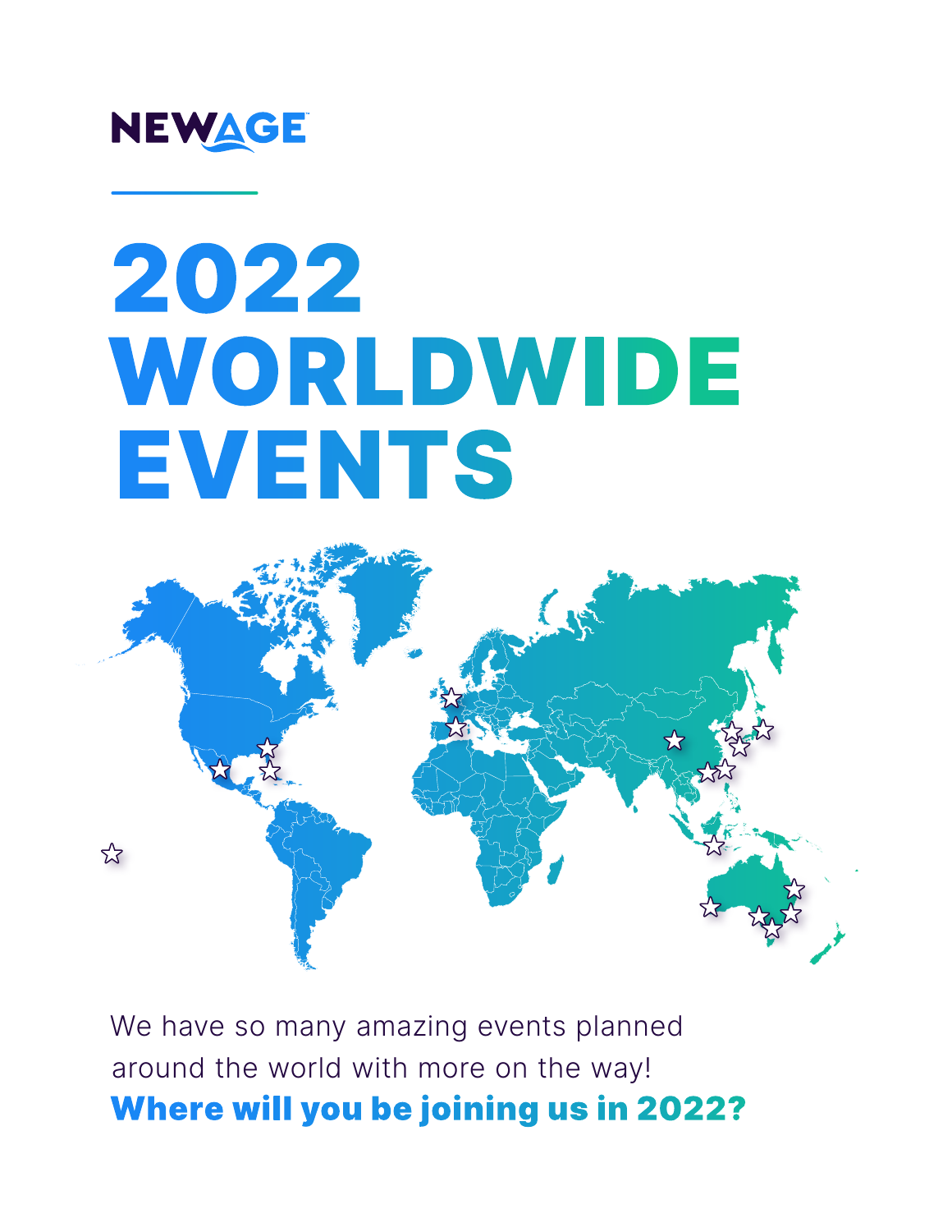NEWAGE

# 2022 WORLDWIDE EVENTS

We have so many amazing events planned around the world with more on the way!

**Where will you be joining us in 2022?**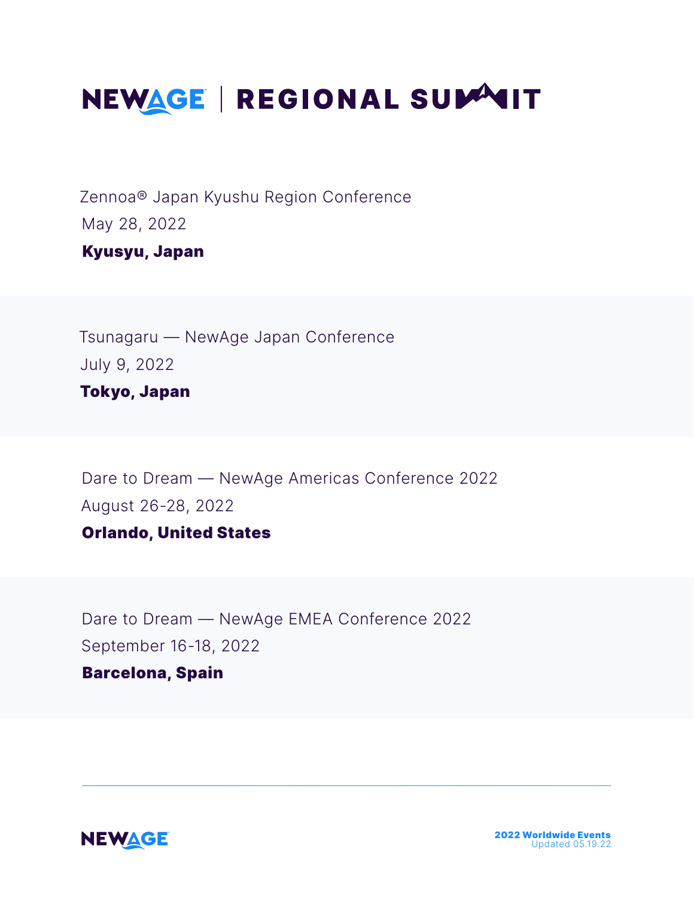# NEWAGE | REGIONAL SUMMIT

Zennoa® Japan Kyushu Region Conference
May 28, 2022
**Kyusyu, Japan**

Tsunagaru — NewAge Japan Conference
July 9, 2022
**Tokyo, Japan**

Dare to Dream — NewAge Americas Conference 2022
August 26-28, 2022
**Orlando, United States**

Dare to Dream — NewAge EMEA Conference 2022
September 16-18, 2022
**Barcelona, Spain**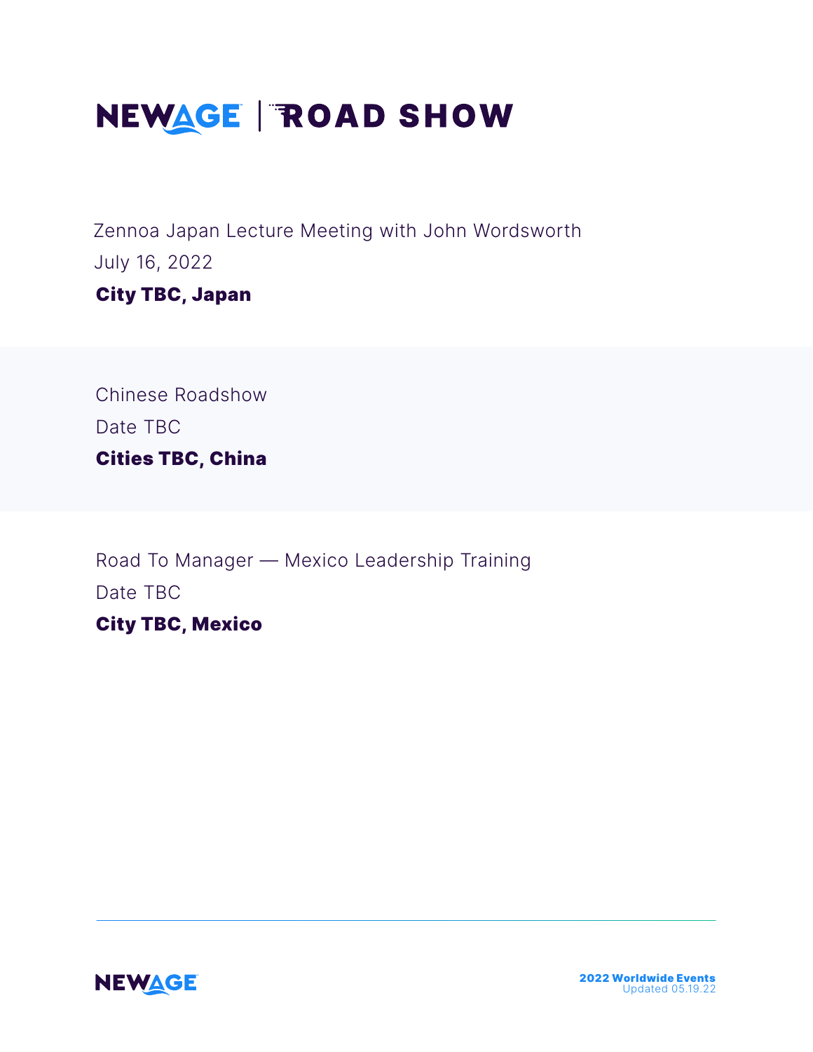# NEWAGE | ROAD SHOW

Zennoa Japan Lecture Meeting with John Wordsworth

July 16, 2022

**City TBC, Japan**

Chinese Roadshow

Date TBC

**Cities TBC, China**

Road To Manager — Mexico Leadership Training

Date TBC

**City TBC, Mexico**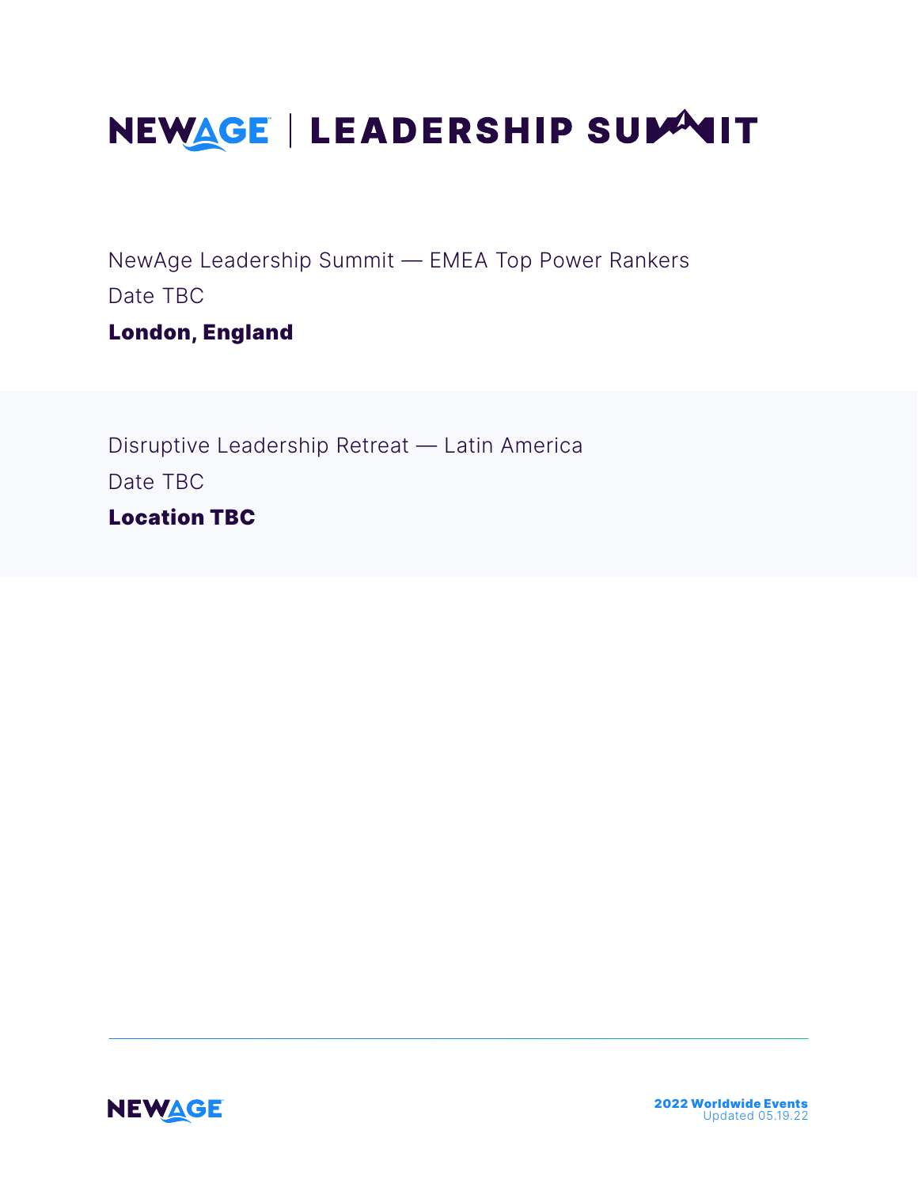# NEWAGE | LEADERSHIP SUMMIT

NewAge Leadership Summit — EMEA Top Power Rankers

Date TBC

**London, England**

Disruptive Leadership Retreat — Latin America

Date TBC

**Location TBC**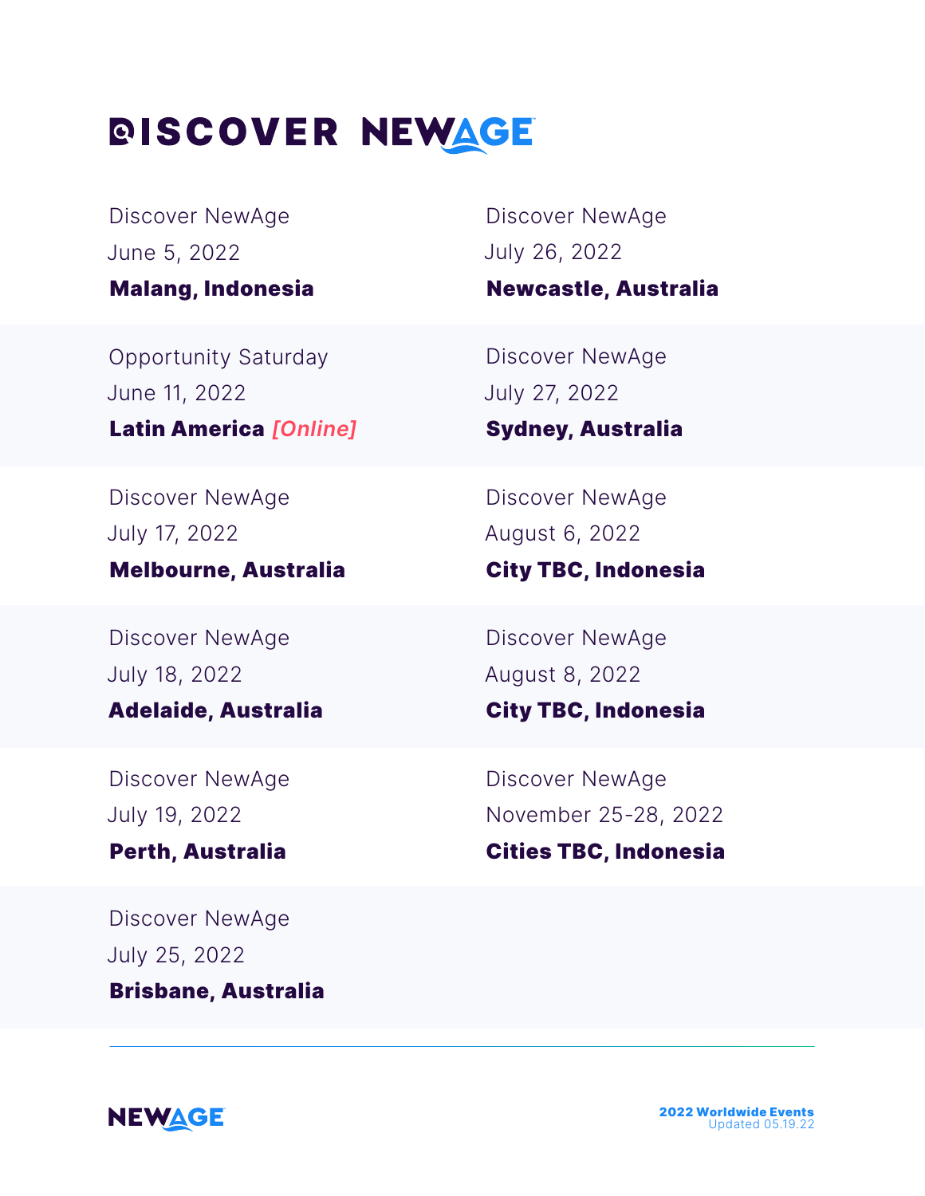# DISCOVER NEWAGE

Discover NewAge
June 5, 2022
**Malang, Indonesia**

Opportunity Saturday
June 11, 2022
**Latin America** ***[Online]***

Discover NewAge
July 17, 2022
**Melbourne, Australia**

Discover NewAge
July 18, 2022
**Adelaide, Australia**

Discover NewAge
July 19, 2022
**Perth, Australia**

Discover NewAge
July 25, 2022
**Brisbane, Australia**

Discover NewAge
July 26, 2022
**Newcastle, Australia**

Discover NewAge
July 27, 2022
**Sydney, Australia**

Discover NewAge
August 6, 2022
**City TBC, Indonesia**

Discover NewAge
August 8, 2022
**City TBC, Indonesia**

Discover NewAge
November 25-28, 2022
**Cities TBC, Indonesia**

**2022 Worldwide Events**
Updated 05.19.22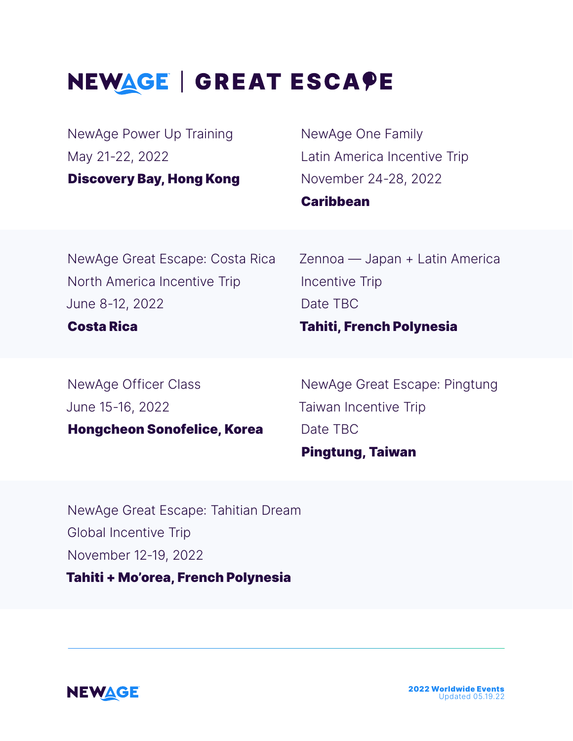# NEWAGE | GREAT ESCAPE

NewAge Power Up Training
May 21-22, 2022
**Discovery Bay, Hong Kong**

NewAge One Family
Latin America Incentive Trip
November 24-28, 2022
**Caribbean**

NewAge Great Escape: Costa Rica
North America Incentive Trip
June 8-12, 2022
**Costa Rica**

Zennoa — Japan + Latin America
Incentive Trip
Date TBC
**Tahiti, French Polynesia**

NewAge Officer Class
June 15-16, 2022
**Hongcheon Sonofelice, Korea**

NewAge Great Escape: Pingtung
Taiwan Incentive Trip
Date TBC
**Pingtung, Taiwan**

NewAge Great Escape: Tahitian Dream
Global Incentive Trip
November 12-19, 2022
**Tahiti + Mo'orea, French Polynesia**

---

NEWAGE

**2022 Worldwide Events**
Updated 05.19.22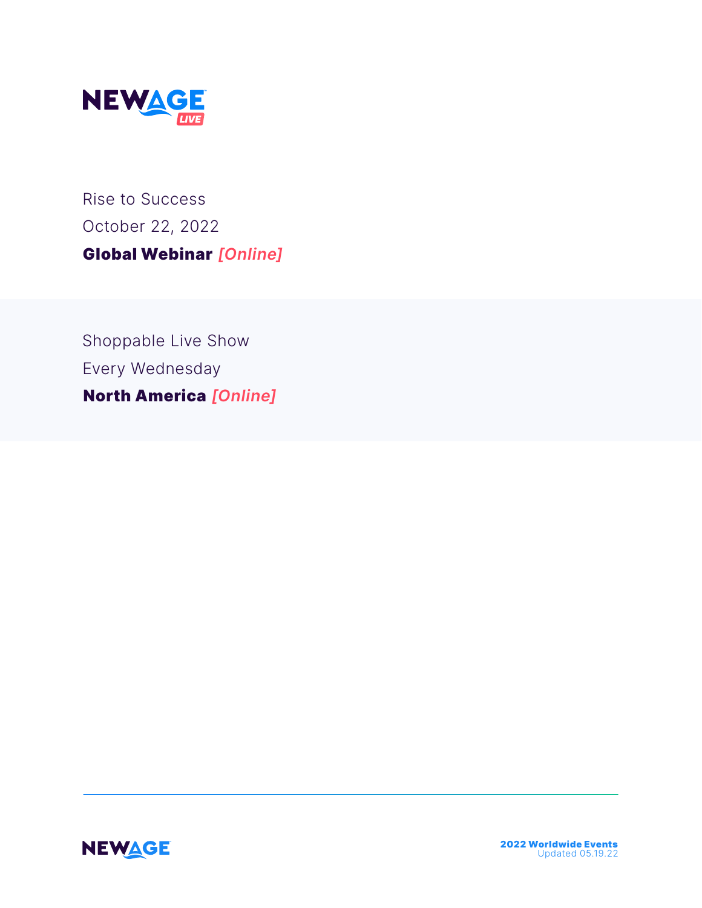Rise to Success
October 22, 2022
**Global Webinar** ***[Online]***

Shoppable Live Show
Every Wednesday
**North America** ***[Online]***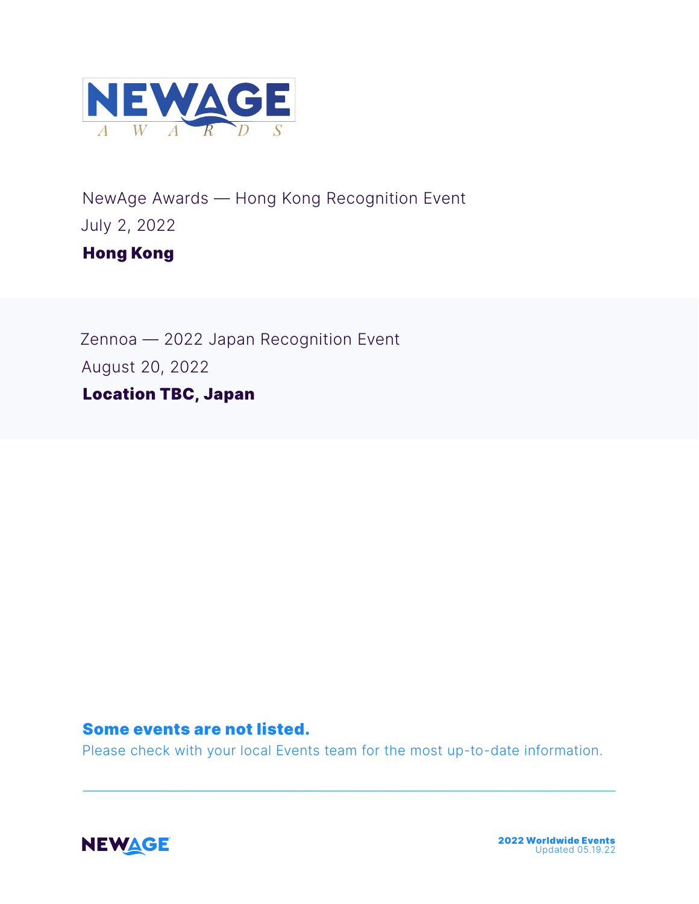NewAge Awards — Hong Kong Recognition Event
July 2, 2022
**Hong Kong**

Zennoa — 2022 Japan Recognition Event
August 20, 2022
**Location TBC, Japan**

**Some events are not listed.**
Please check with your local Events team for the most up-to-date information.